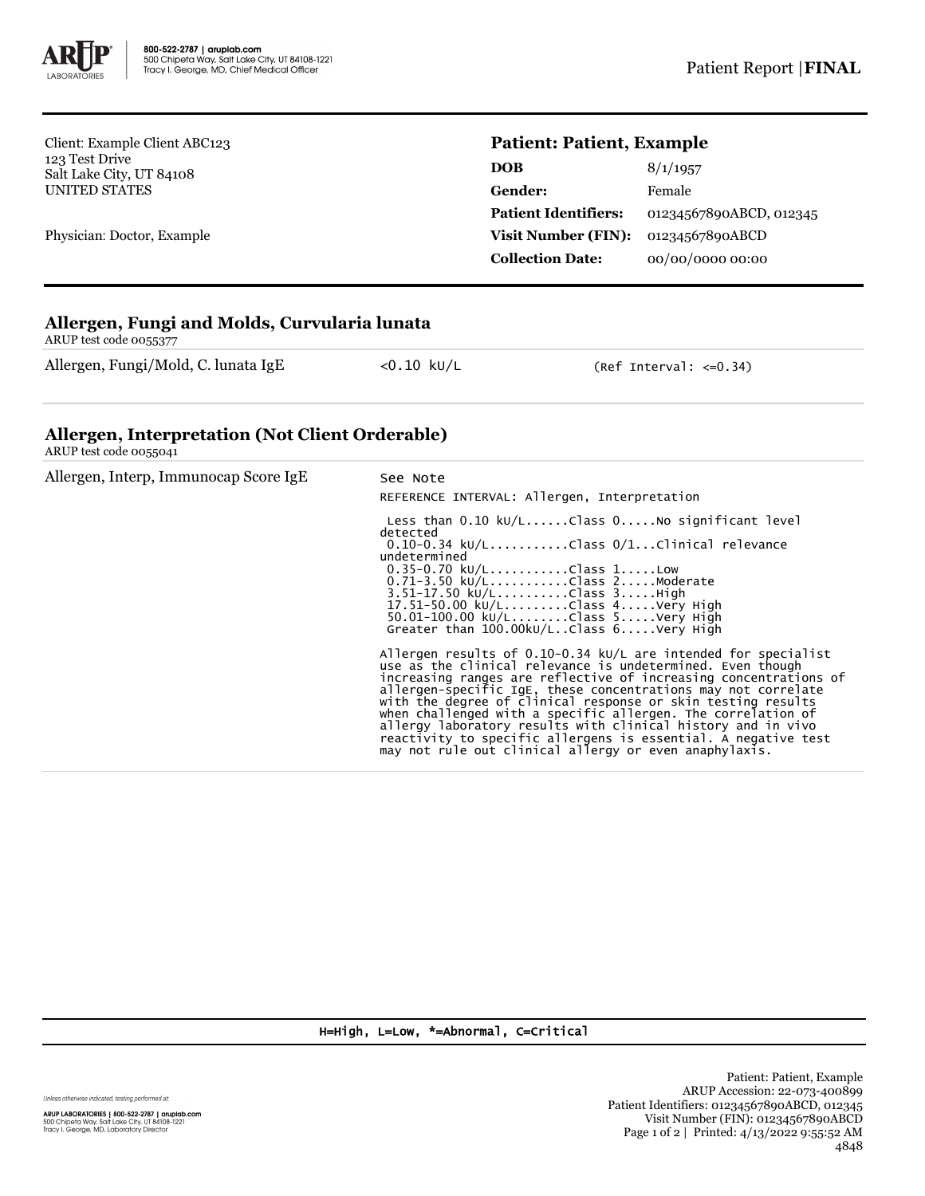ARUP LABORATORIES | 800-522-2787 | aruplab.com
500 Chipeta Way, Salt Lake City, UT 84108-1221
Tracy I. George, MD, Chief Medical Officer

Patient Report | **FINAL**

Client: Example Client ABC123
123 Test Drive
Salt Lake City, UT 84108
UNITED STATES

Physician: Doctor, Example

## Patient: Patient, Example

| | |
|---|---|
| **DOB** | 8/1/1957 |
| **Gender:** | Female |
| **Patient Identifiers:** | 01234567890ABCD, 012345 |
| **Visit Number (FIN):** | 01234567890ABCD |
| **Collection Date:** | 00/00/0000 00:00 |

### Allergen, Fungi and Molds, Curvularia lunata

ARUP test code 0055377

| | | |
|---|---|---|
| Allergen, Fungi/Mold, C. lunata IgE | <0.10 kU/L | (Ref Interval: <=0.34) |

### Allergen, Interpretation (Not Client Orderable)

ARUP test code 0055041

Allergen, Interp, Immunocap Score IgE — See Note

```
REFERENCE INTERVAL: Allergen, Interpretation

 Less than 0.10 kU/L......Class 0.....No significant level detected
 0.10-0.34 kU/L..........Class 0/1...Clinical relevance undetermined
 0.35-0.70 kU/L..........Class 1.....Low
 0.71-3.50 kU/L..........Class 2.....Moderate
 3.51-17.50 kU/L.........Class 3.....High
 17.51-50.00 kU/L........Class 4.....Very High
 50.01-100.00 kU/L.......Class 5.....Very High
 Greater than 100.00kU/L..Class 6.....Very High
```

Allergen results of 0.10-0.34 kU/L are intended for specialist use as the clinical relevance is undetermined. Even though increasing ranges are reflective of increasing concentrations of allergen-specific IgE, these concentrations may not correlate with the degree of clinical response or skin testing results when challenged with a specific allergen. The correlation of allergy laboratory results with clinical history and in vivo reactivity to specific allergens is essential. A negative test may not rule out clinical allergy or even anaphylaxis.

H=High, L=Low, *=Abnormal, C=Critical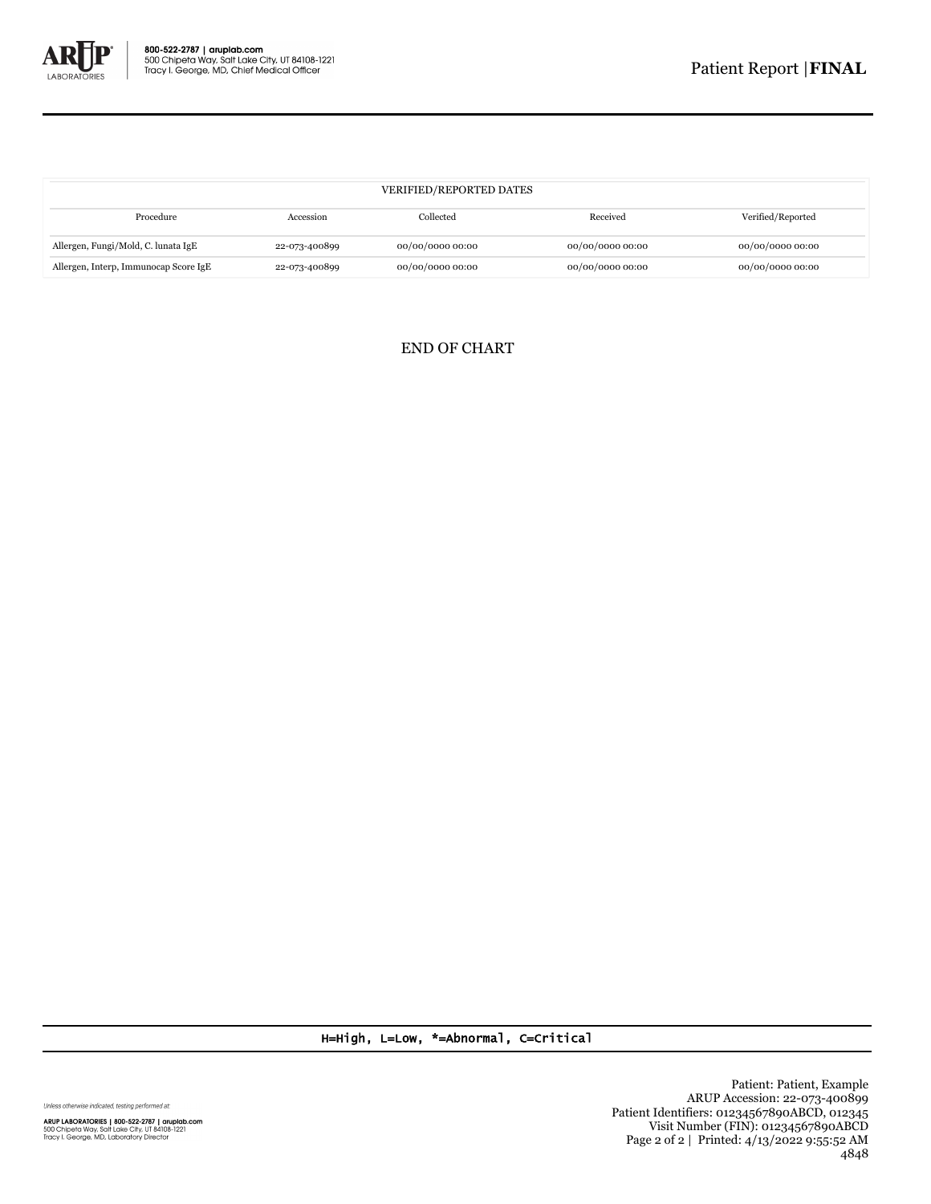| VERIFIED/REPORTED DATES | | | | |
|---|---|---|---|---|
| Procedure | Accession | Collected | Received | Verified/Reported |
| Allergen, Fungi/Mold, C. lunata IgE | 22-073-400899 | 00/00/0000 00:00 | 00/00/0000 00:00 | 00/00/0000 00:00 |
| Allergen, Interp, Immunocap Score IgE | 22-073-400899 | 00/00/0000 00:00 | 00/00/0000 00:00 | 00/00/0000 00:00 |

END OF CHART

H=High, L=Low, *=Abnormal, C=Critical

Unless otherwise indicated, testing performed at:

**ARUP LABORATORIES | 800-522-2787 | aruplab.com**
500 Chipeta Way, Salt Lake City, UT 84108-1221
Tracy I. George, MD, Laboratory Director

Patient: Patient, Example
ARUP Accession: 22-073-400899
Patient Identifiers: 01234567890ABCD, 012345
Visit Number (FIN): 01234567890ABCD
Printed: 4/13/2022 9:55:52 AM
4848